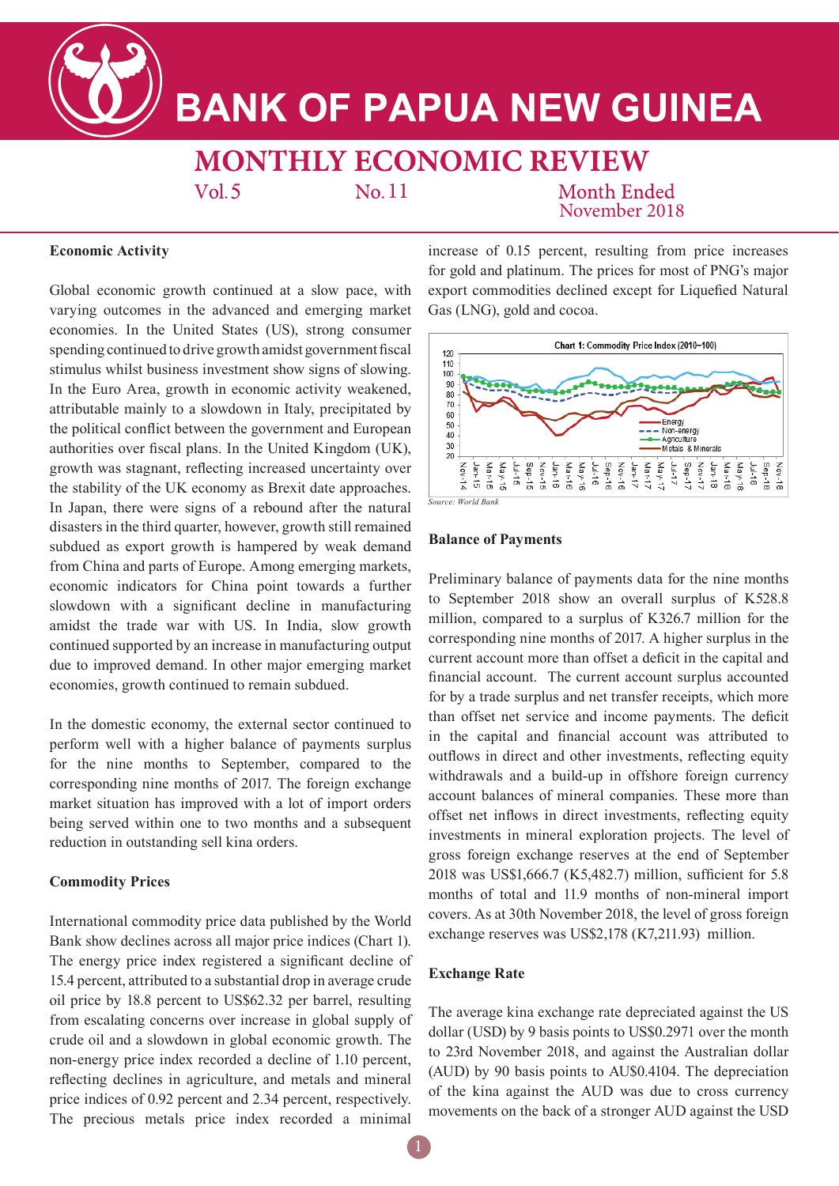# BANK OF PAPUA NEW GUINEA

## MONTHLY ECONOMIC REVIEW

Vol. 5 No. 11 Month Ended November 2018

### Economic Activity

Global economic growth continued at a slow pace, with varying outcomes in the advanced and emerging market economies. In the United States (US), strong consumer spending continued to drive growth amidst government fiscal stimulus whilst business investment show signs of slowing. In the Euro Area, growth in economic activity weakened, attributable mainly to a slowdown in Italy, precipitated by the political conflict between the government and European authorities over fiscal plans. In the United Kingdom (UK), growth was stagnant, reflecting increased uncertainty over the stability of the UK economy as Brexit date approaches. In Japan, there were signs of a rebound after the natural disasters in the third quarter, however, growth still remained subdued as export growth is hampered by weak demand from China and parts of Europe. Among emerging markets, economic indicators for China point towards a further slowdown with a significant decline in manufacturing amidst the trade war with US. In India, slow growth continued supported by an increase in manufacturing output due to improved demand. In other major emerging market economies, growth continued to remain subdued.

In the domestic economy, the external sector continued to perform well with a higher balance of payments surplus for the nine months to September, compared to the corresponding nine months of 2017. The foreign exchange market situation has improved with a lot of import orders being served within one to two months and a subsequent reduction in outstanding sell kina orders.

### Commodity Prices

International commodity price data published by the World Bank show declines across all major price indices (Chart 1). The energy price index registered a significant decline of 15.4 percent, attributed to a substantial drop in average crude oil price by 18.8 percent to US$62.32 per barrel, resulting from escalating concerns over increase in global supply of crude oil and a slowdown in global economic growth. The non-energy price index recorded a decline of 1.10 percent, reflecting declines in agriculture, and metals and mineral price indices of 0.92 percent and 2.34 percent, respectively. The precious metals price index recorded a minimal increase of 0.15 percent, resulting from price increases for gold and platinum. The prices for most of PNG's major export commodities declined except for Liquefied Natural Gas (LNG), gold and cocoa.

Chart 1: Commodity Price Index (2010=100)

*Source: World Bank*

### Balance of Payments

Preliminary balance of payments data for the nine months to September 2018 show an overall surplus of K528.8 million, compared to a surplus of K326.7 million for the corresponding nine months of 2017. A higher surplus in the current account more than offset a deficit in the capital and financial account. The current account surplus accounted for by a trade surplus and net transfer receipts, which more than offset net service and income payments. The deficit in the capital and financial account was attributed to outflows in direct and other investments, reflecting equity withdrawals and a build-up in offshore foreign currency account balances of mineral companies. These more than offset net inflows in direct investments, reflecting equity investments in mineral exploration projects. The level of gross foreign exchange reserves at the end of September 2018 was US$1,666.7 (K5,482.7) million, sufficient for 5.8 months of total and 11.9 months of non-mineral import covers. As at 30th November 2018, the level of gross foreign exchange reserves was US$2,178 (K7,211.93) million.

### Exchange Rate

The average kina exchange rate depreciated against the US dollar (USD) by 9 basis points to US$0.2971 over the month to 23rd November 2018, and against the Australian dollar (AUD) by 90 basis points to AU$0.4104. The depreciation of the kina against the AUD was due to cross currency movements on the back of a stronger AUD against the USD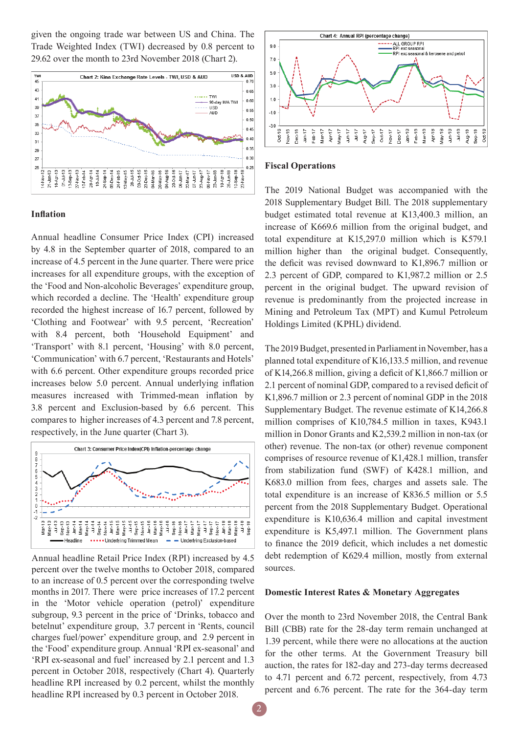given the ongoing trade war between US and China. The Trade Weighted Index (TWI) decreased by 0.8 percent to 29.62 over the month to 23rd November 2018 (Chart 2).

Chart 2: Kina Exchange Rate Levels - TWI, USD & AUD

### Inflation

Annual headline Consumer Price Index (CPI) increased by 4.8 in the September quarter of 2018, compared to an increase of 4.5 percent in the June quarter. There were price increases for all expenditure groups, with the exception of the 'Food and Non-alcoholic Beverages' expenditure group, which recorded a decline. The 'Health' expenditure group recorded the highest increase of 16.7 percent, followed by 'Clothing and Footwear' with 9.5 percent, 'Recreation' with 8.4 percent, both 'Household Equipment' and 'Transport' with 8.1 percent, 'Housing' with 8.0 percent, 'Communication' with 6.7 percent, 'Restaurants and Hotels' with 6.6 percent. Other expenditure groups recorded price increases below 5.0 percent. Annual underlying inflation measures increased with Trimmed-mean inflation by 3.8 percent and Exclusion-based by 6.6 percent. This compares to higher increases of 4.3 percent and 7.8 percent, respectively, in the June quarter (Chart 3).

Chart 3: Consumer Price Index(CPI) Inflation-percentage change

Annual headline Retail Price Index (RPI) increased by 4.5 percent over the twelve months to October 2018, compared to an increase of 0.5 percent over the corresponding twelve months in 2017. There were price increases of 17.2 percent in the 'Motor vehicle operation (petrol)' expenditure subgroup, 9.3 percent in the price of 'Drinks, tobacco and betelnut' expenditure group, 3.7 percent in 'Rents, council charges fuel/power' expenditure group, and 2.9 percent in the 'Food' expenditure group. Annual 'RPI ex-seasonal' and 'RPI ex-seasonal and fuel' increased by 2.1 percent and 1.3 percent in October 2018, respectively (Chart 4). Quarterly headline RPI increased by 0.2 percent, whilst the monthly headline RPI increased by 0.3 percent in October 2018.

Chart 4: Annual RPI (percentage change)

### Fiscal Operations

The 2019 National Budget was accompanied with the 2018 Supplementary Budget Bill. The 2018 supplementary budget estimated total revenue at K13,400.3 million, an increase of K669.6 million from the original budget, and total expenditure at K15,297.0 million which is K579.1 million higher than the original budget. Consequently, the deficit was revised downward to K1,896.7 million or 2.3 percent of GDP, compared to K1,987.2 million or 2.5 percent in the original budget. The upward revision of revenue is predominantly from the projected increase in Mining and Petroleum Tax (MPT) and Kumul Petroleum Holdings Limited (KPHL) dividend.

The 2019 Budget, presented in Parliament in November, has a planned total expenditure of K16,133.5 million, and revenue of K14,266.8 million, giving a deficit of K1,866.7 million or 2.1 percent of nominal GDP, compared to a revised deficit of K1,896.7 million or 2.3 percent of nominal GDP in the 2018 Supplementary Budget. The revenue estimate of K14,266.8 million comprises of K10,784.5 million in taxes, K943.1 million in Donor Grants and K2,539.2 million in non-tax (or other) revenue. The non-tax (or other) revenue component comprises of resource revenue of K1,428.1 million, transfer from stabilization fund (SWF) of K428.1 million, and K683.0 million from fees, charges and assets sale. The total expenditure is an increase of K836.5 million or 5.5 percent from the 2018 Supplementary Budget. Operational expenditure is K10,636.4 million and capital investment expenditure is K5,497.1 million. The Government plans to finance the 2019 deficit, which includes a net domestic debt redemption of K629.4 million, mostly from external sources.

### Domestic Interest Rates & Monetary Aggregates

Over the month to 23rd November 2018, the Central Bank Bill (CBB) rate for the 28-day term remain unchanged at 1.39 percent, while there were no allocations at the auction for the other terms. At the Government Treasury bill auction, the rates for 182-day and 273-day terms decreased to 4.71 percent and 6.72 percent, respectively, from 4.73 percent and 6.76 percent. The rate for the 364-day term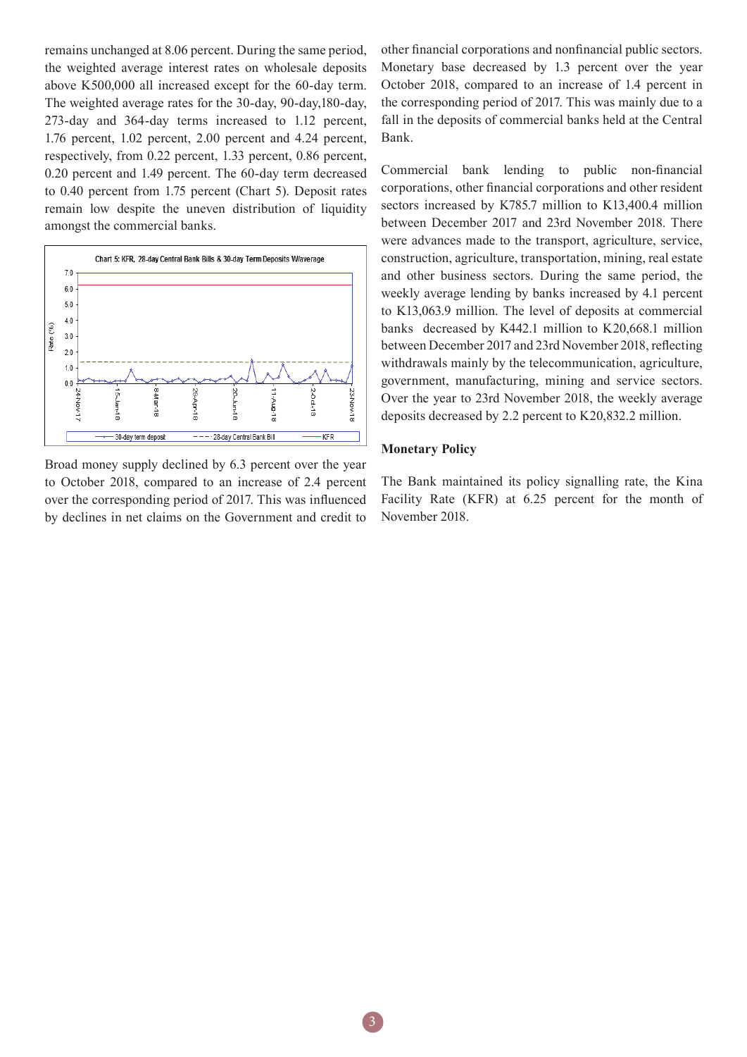remains unchanged at 8.06 percent. During the same period, the weighted average interest rates on wholesale deposits above K500,000 all increased except for the 60-day term. The weighted average rates for the 30-day, 90-day,180-day, 273-day and 364-day terms increased to 1.12 percent, 1.76 percent, 1.02 percent, 2.00 percent and 4.24 percent, respectively, from 0.22 percent, 1.33 percent, 0.86 percent, 0.20 percent and 1.49 percent. The 60-day term decreased to 0.40 percent from 1.75 percent (Chart 5). Deposit rates remain low despite the uneven distribution of liquidity amongst the commercial banks.

Chart 5: KFR, 28-day Central Bank Bills & 30-day Term Deposits W/average

Broad money supply declined by 6.3 percent over the year to October 2018, compared to an increase of 2.4 percent over the corresponding period of 2017. This was influenced by declines in net claims on the Government and credit to other financial corporations and nonfinancial public sectors. Monetary base decreased by 1.3 percent over the year October 2018, compared to an increase of 1.4 percent in the corresponding period of 2017. This was mainly due to a fall in the deposits of commercial banks held at the Central Bank.

Commercial bank lending to public non-financial corporations, other financial corporations and other resident sectors increased by K785.7 million to K13,400.4 million between December 2017 and 23rd November 2018. There were advances made to the transport, agriculture, service, construction, agriculture, transportation, mining, real estate and other business sectors. During the same period, the weekly average lending by banks increased by 4.1 percent to K13,063.9 million. The level of deposits at commercial banks decreased by K442.1 million to K20,668.1 million between December 2017 and 23rd November 2018, reflecting withdrawals mainly by the telecommunication, agriculture, government, manufacturing, mining and service sectors. Over the year to 23rd November 2018, the weekly average deposits decreased by 2.2 percent to K20,832.2 million.

**Monetary Policy**

The Bank maintained its policy signalling rate, the Kina Facility Rate (KFR) at 6.25 percent for the month of November 2018.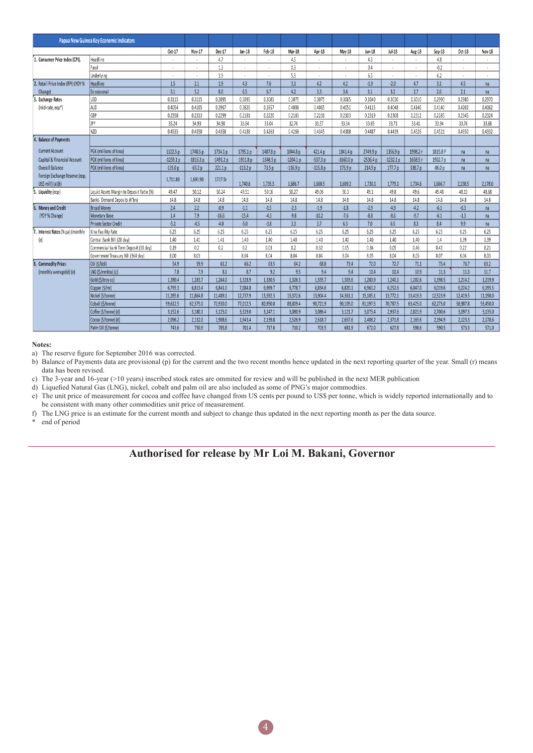| Papua New Guinea Key Economic Indicators | | Oct-17 | Nov-17 | Dec-17 | Jan-18 | Feb-18 | Mar-18 | Apr-18 | May-18 | Jun-18 | Jul-18 | Aug-18 | Sep-18 | Oct-18 | Nov-18 |
|---|---|---|---|---|---|---|---|---|---|---|---|---|---|---|---|
| 1. Consumer Price Index (CPI). | Headline | - | - | 4.7 | - | - | 4.5 | - | - | 4.5 | - | - | 4.8 | - | - |
| | Food | - | - | 1.3 | - | - | 0.3 | - | - | 0.4 | - | - | -0.2 | - | - |
| | Underlying | - | - | 3.9 | - | - | 5.3 | - | - | 6.5 | - | - | 6.2 | - | - |
| 2. Retail Price Index (RPI) (YOY % Change) | Headline | 1.5 | 2.1 | 1.9 | 4.3 | 7.6 | 3.1 | 4.2 | 4.2 | -1.9 | -2.0 | 4.7 | 3.1 | 4.5 | na |
| | Ex-seasonal | 5.1 | 5.2 | 8.0 | 6.5 | 6.7 | 4.2 | 3.3 | 3.6 | 3.1 | 3.2 | 2.7 | 2.6 | 2.1 | na |
| 3. Exchange Rates (mid-rate, eop*) | USD | 0.3115 | 0.3115 | 0.3095 | 0.3095 | 0.3085 | 0.3075 | 0.3075 | 0.3065 | 0.3040 | 0.3030 | 0.3010 | 0.2990 | 0.2980 | 0.2970 |
| | AUD | 0.4054 | 0.4105 | 0.3967 | 0.3826 | 0.3957 | 0.4008 | 0.4065 | 0.4051 | 0.4115 | 0.4048 | 0.4146 | 0.4140 | 0.4202 | 0.4062 |
| | GBP | 0.2358 | 0.2313 | 0.2299 | 0.2181 | 0.2220 | 0.2183 | 0.2231 | 0.2303 | 0.2319 | 0.2308 | 0.2312 | 0.2285 | 0.2345 | 0.2324 |
| | JPY | 35.24 | 34.93 | 34.90 | 33.64 | 33.04 | 32.76 | 33.57 | 33.34 | 33.65 | 33.71 | 33.41 | 33.94 | 33.76 | 33.68 |
| | NZD | 0.4535 | 0.4550 | 0.4358 | 0.4188 | 0.4263 | 0.4268 | 0.4345 | 0.4388 | 0.4487 | 0.4439 | 0.4526 | 0.4521 | 0.4550 | 0.4332 |
| 4. Balance of Payments | | | | | | | | | | | | | | | |
| Current Account | PGK (millions of kina) | 1122.5 p | 1748.5 p | 1714.1 p | 1795.1 p | 1487.8 p | 1044.8 p | 421.4 p | 1841.4 p | 2749.9 p | 1356.9 p | 1998.2 r | 1815.8 P | na | na |
| Capital & Financial Account | PGK (millions of kina) | -1259.1 p | -1816.3 p | -1491.2 p | -1911.8 p | -1346.5 p | -1204.1 p | -537.3 p | -1660.0 p | -2536.4 p | -1232.1 p | 1658.5 r | 1902.7 p | na | na |
| Overall Balance | PGK (millions of kina) | -135.0 p | -63.2 p | 221.1 p | -113.2 p | 73.5 p | -136.9 p | -115.8 p | 175.9 p | 214.9 p | 177.7 p | 338.7 p | -86.0 p | na | na |
| Foreign Exchange Reserve (eop, US$ mill) (a)(b) | | 1,711.80 | 1,691.90 | 1717.5r | 1,740.6 | 1,735.5 | 1,686.7 | 1,668.5 | 1,609.2 | 1,730.1 | 1,779.1 | 1,734.6 | 1,666.7 | 2,238.5 | 2,178.0 |
| 5. Liquidity (eop) | Liquid Assets Margin to Deposit Ratio (%) | 49.47 | 50.12 | 50.24 | 49.51 | 50.16 | 50.27 | 49.06 | 50.3 | 49.1 | 49.8 | 49.6 | 49.48 | 48.13 | 48.68 |
| | Banks' Demand Deposits (K'bn) | 14.8 | 14.8 | 14.8 | 14.8 | 14.8 | 14.8 | 14.8 | 14.8 | 14.8 | 14.8 | 14.8 | 14.8 | 14.8 | 14.8 |
| 6. Money and Credit (YOY % Change) | Broad Money | 2.4 | 2.2 | -0.9 | -1.1 | -1.5 | -2.3 | -1.9 | -1.8 | -2.9 | -4.9 | -4.2 | -6.1 | -6.3 | na |
| | Monetary Base | 1.4 | 7.9 | -16.6 | -15.4 | -4.3 | -9.8 | -10.2 | -7.6 | -8.8 | -8.6 | -9.7 | -6.1 | -1.3 | na |
| | Private Sector Credit | -5.1 | -4.5 | -4.0 | -5.0 | -3.8 | 3.3 | 3.7 | 6.3 | 7.0 | 6.5 | 8.3 | 8.4 | 9.9 | na |
| 7. Interest Rates (% pa) (monthly (e) | Kina Facility Rate | 6.25 | 6.25 | 6.25 | 6.25 | 6.25 | 6.25 | 6.25 | 6.25 | 6.25 | 6.25 | 6.25 | 6.25 | 6.25 | 6.25 |
| | Central Bank Bill (28 day) | 1.40 | 1.41 | 1.41 | 1.40 | 1.40 | 1.40 | 1.40 | 1.40 | 1.40 | 1.40 | 1.40 | 1.4 | 1.39 | 1.39 |
| | Commercial bank Term Deposit (30 day) | 0.19 | 0.2 | 0.2 | 0.2 | 0.03 | 0.2 | 0.32 | 0.15 | 0.36 | 0.05 | 0.46 | 0.42 | 0.22 | 0.21 |
| | Government Treasury Bill (364 day) | 8.00 | 8.03 | - | 8.04 | 8.04 | 8.04 | 8.04 | 8.04 | 8.05 | 8.04 | 8.05 | 8.07 | 8.06 | 8.03 |
| 8. Commodity Prices (monthly average)(d) (e) | Oil ($/bbl) | 54.9 | 59.9 | 61.2 | 66.2 | 63.5 | 64.2 | 68.8 | 73.4 | 72.0 | 72.7 | 71.1 | 75.4 | 76.7 | 63.2 |
| | LNG ($/mmbtu) (c) | 7.8 | 7.9 | 8.1 | 8.7 | 9.2 | 9.5 | 9.4 | 9.4 | 10.4 | 10.4 | 10.9 | 11.3 | 11.3 | 11.7 |
| | Gold ($/troy oz) | 1,280.4 | 1,283.7 | 1,264.0 | 1,328.9 | 1,330.5 | 1,326.3 | 1,335.7 | 1,303.6 | 1,280.9 | 1,240.1 | 1,202.6 | 1,198.5 | 1,214.2 | 1,219.9 |
| | Copper ($/mt) | 6,795.3 | 6,813.4 | 6,841.0 | 7,084.8 | 6,999.7 | 6,778.7 | 6,834.6 | 6,820.1 | 6,961.2 | 6,252.6 | 6,047.0 | 6,019.6 | 6,224.2 | 6,195.5 |
| | Nickel ($/tonne) | 11,285.6 | 11,864.8 | 11,489.1 | 12,737.9 | 13,592.3 | 13,372.6 | 13,904.4 | 14,361.1 | 15,105.1 | 13,772.1 | 13,419.3 | 12,523.9 | 12,419.5 | 11,198.0 |
| | Cobalt ($/tonne) | 59,612.5 | 62,375.0 | 72,930.0 | 77,012.5 | 80,950.0 | 88,809.4 | 90,721.9 | 90,105.0 | 81,197.5 | 70,787.5 | 63,425.0 | 62,275.0 | 58,987.8 | 53,450.0 |
| | Coffee ($/tonne) (d) | 3,152.6 | 3,180.1 | 3,125.0 | 3,329.0 | 3,147.1 | 3,080.9 | 3,086.4 | 3,121.7 | 3,075.4 | 2,937.6 | 2,821.9 | 2,700.6 | 3,097.5 | 3,135.0 |
| | Cocoa ($/tonne) (d) | 2,096.2 | 2,132.0 | 1,908.6 | 1,943.4 | 2,139.8 | 2,526.9 | 2,618.7 | 2,657.6 | 2,408.2 | 2,371.8 | 2,165.6 | 2,194.9 | 2,123.3 | 2,178.6 |
| | Palm Oil ($/tonne) | 743.6 | 750.9 | 705.8 | 701.4 | 717.6 | 710.2 | 703.5 | 681.9 | 672.0 | 627.8 | 598.6 | 590.5 | 573.3 | 571.0 |

**Notes:**

a) The reserve figure for September 2016 was corrected.

b) Balance of Payments data are provisional (p) for the current and the two recent months hence updated in the next reporting quarter of the year. Small (r) means data has been revised.

c) The 3-year and 16-year (>10 years) inscribed stock rates are ommited for review and will be published in the next MER publication

d) Liquefied Natural Gas (LNG), nickel, cobalt and palm oil are also included as some of PNG's major commodties.

e) The unit price of measurement for cocoa and coffee have changed from US cents per pound to US$ per tonne, which is widely reported internationally and to be consistent with many other commodities unit price of measurement.

f) The LNG price is an estimate for the current month and subject to change thus updated in the next reporting month as per the data source.

\* end of period

## Authorised for release by Mr Loi M. Bakani, Governor